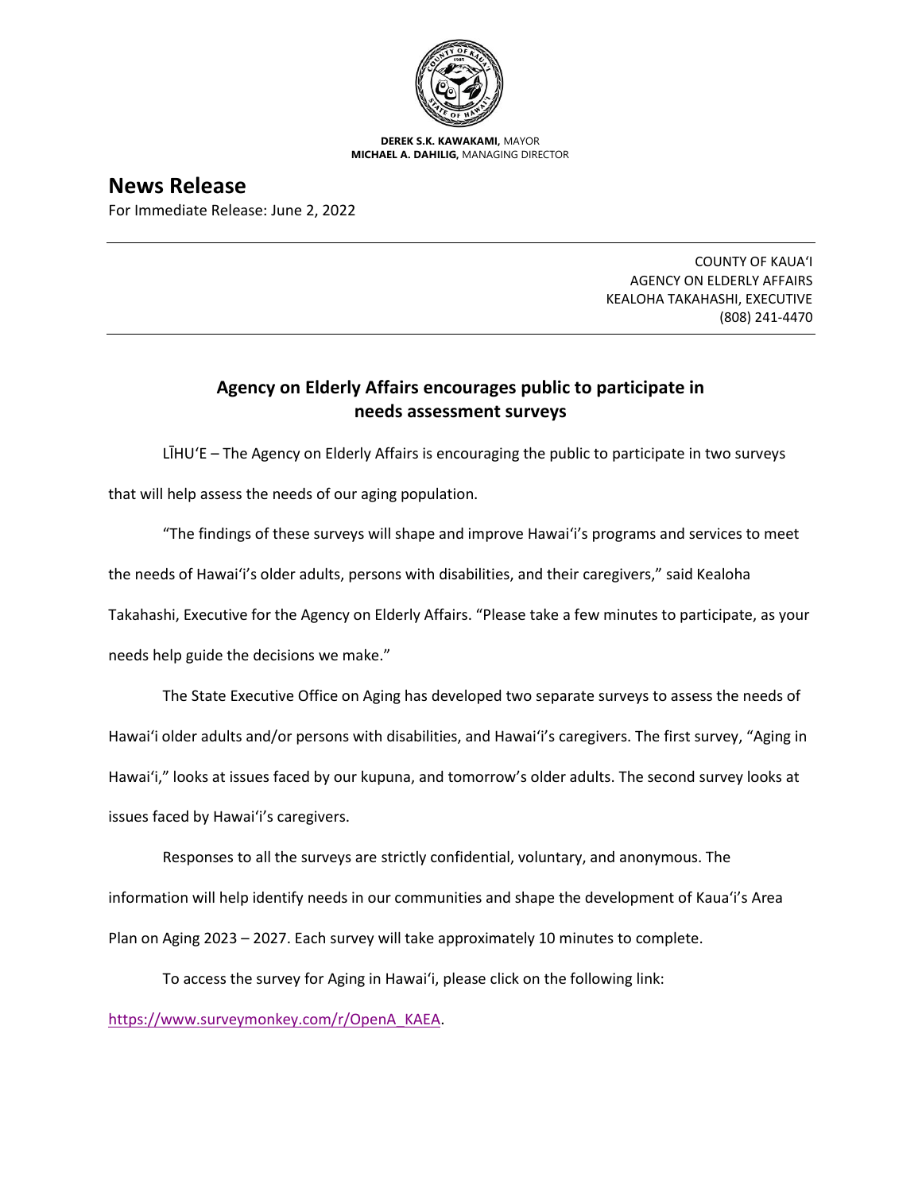**DEREK S.K. KAWAKAMI,** MAYOR
**MICHAEL A. DAHILIG,** MANAGING DIRECTOR

# News Release

For Immediate Release: June 2, 2022

COUNTY OF KAUAʻI
AGENCY ON ELDERLY AFFAIRS
KEALOHA TAKAHASHI, EXECUTIVE
(808) 241-4470

## Agency on Elderly Affairs encourages public to participate in needs assessment surveys

LĪHUʻE – The Agency on Elderly Affairs is encouraging the public to participate in two surveys that will help assess the needs of our aging population.

"The findings of these surveys will shape and improve Hawaiʻi's programs and services to meet the needs of Hawaiʻi's older adults, persons with disabilities, and their caregivers," said Kealoha Takahashi, Executive for the Agency on Elderly Affairs. "Please take a few minutes to participate, as your needs help guide the decisions we make."

The State Executive Office on Aging has developed two separate surveys to assess the needs of Hawaiʻi older adults and/or persons with disabilities, and Hawaiʻi's caregivers. The first survey, "Aging in Hawaiʻi," looks at issues faced by our kupuna, and tomorrow's older adults. The second survey looks at issues faced by Hawaiʻi's caregivers.

Responses to all the surveys are strictly confidential, voluntary, and anonymous. The information will help identify needs in our communities and shape the development of Kauaʻi's Area Plan on Aging 2023 – 2027. Each survey will take approximately 10 minutes to complete.

To access the survey for Aging in Hawaiʻi, please click on the following link: https://www.surveymonkey.com/r/OpenA_KAEA.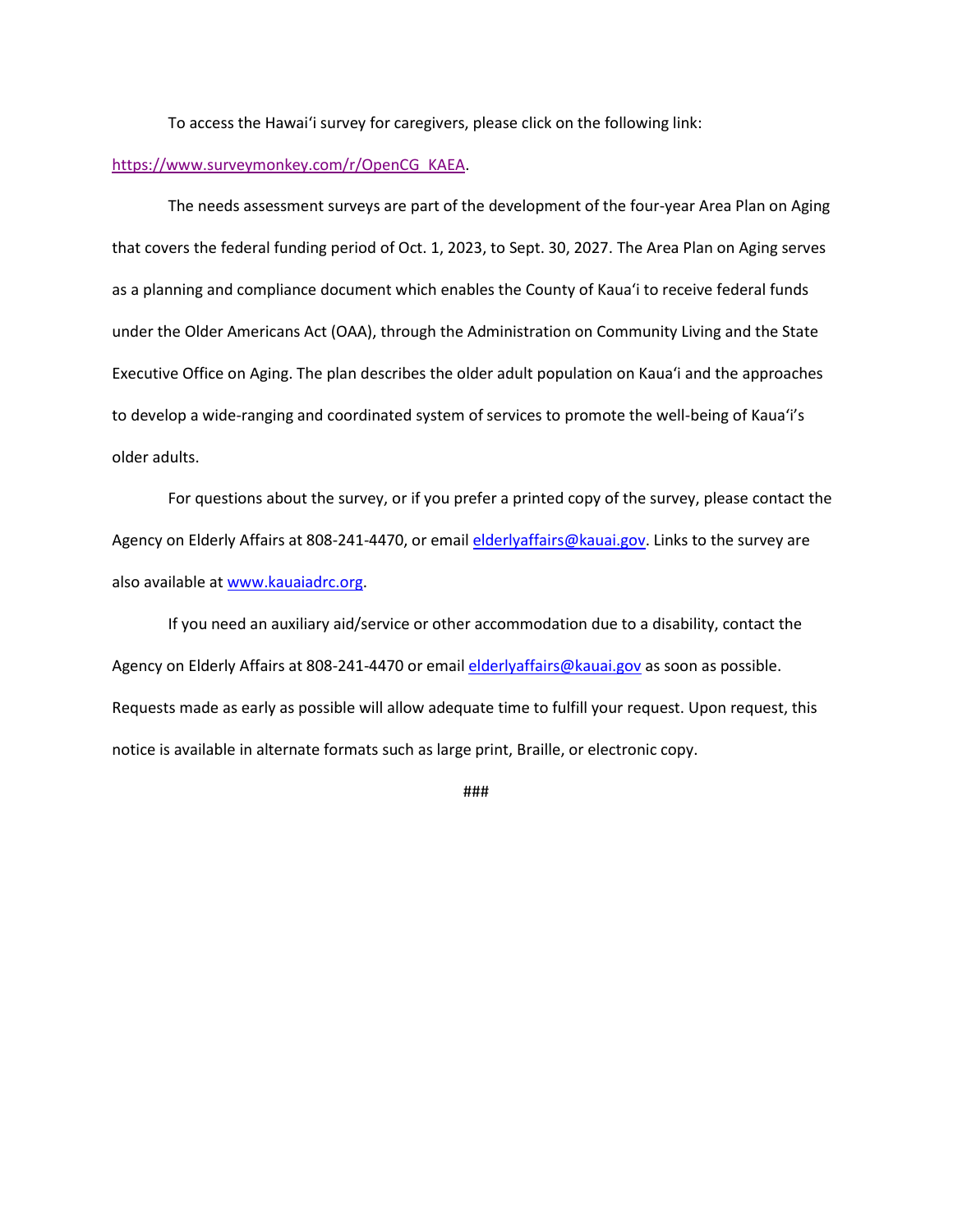To access the Hawaiʻi survey for caregivers, please click on the following link: https://www.surveymonkey.com/r/OpenCG_KAEA.

The needs assessment surveys are part of the development of the four-year Area Plan on Aging that covers the federal funding period of Oct. 1, 2023, to Sept. 30, 2027. The Area Plan on Aging serves as a planning and compliance document which enables the County of Kauaʻi to receive federal funds under the Older Americans Act (OAA), through the Administration on Community Living and the State Executive Office on Aging. The plan describes the older adult population on Kauaʻi and the approaches to develop a wide-ranging and coordinated system of services to promote the well-being of Kauaʻi's older adults.

For questions about the survey, or if you prefer a printed copy of the survey, please contact the Agency on Elderly Affairs at 808-241-4470, or email elderlyaffairs@kauai.gov. Links to the survey are also available at www.kauaiadrc.org.

If you need an auxiliary aid/service or other accommodation due to a disability, contact the Agency on Elderly Affairs at 808-241-4470 or email elderlyaffairs@kauai.gov as soon as possible. Requests made as early as possible will allow adequate time to fulfill your request. Upon request, this notice is available in alternate formats such as large print, Braille, or electronic copy.

###